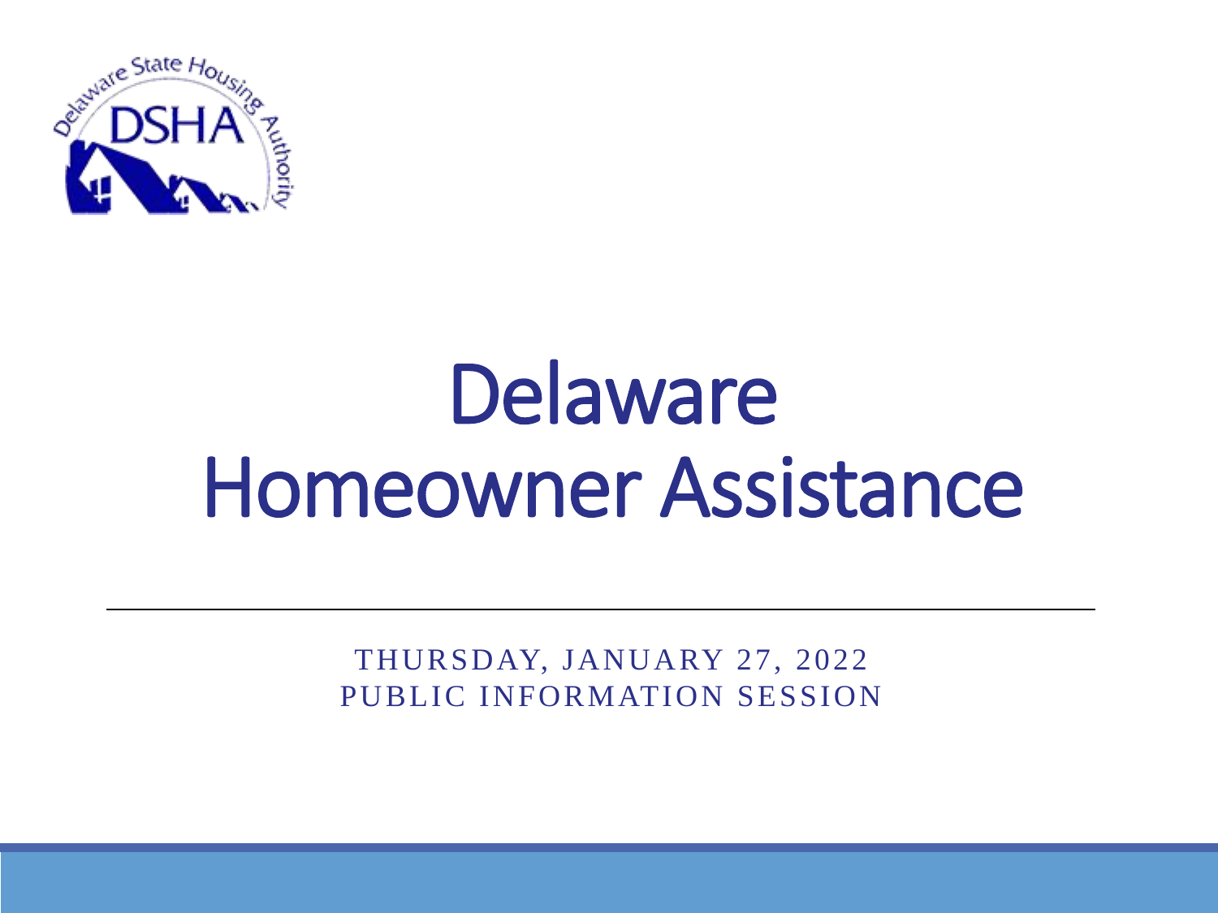# Delaware Homeowner Assistance

THURSDAY, JANUARY 27, 2022
PUBLIC INFORMATION SESSION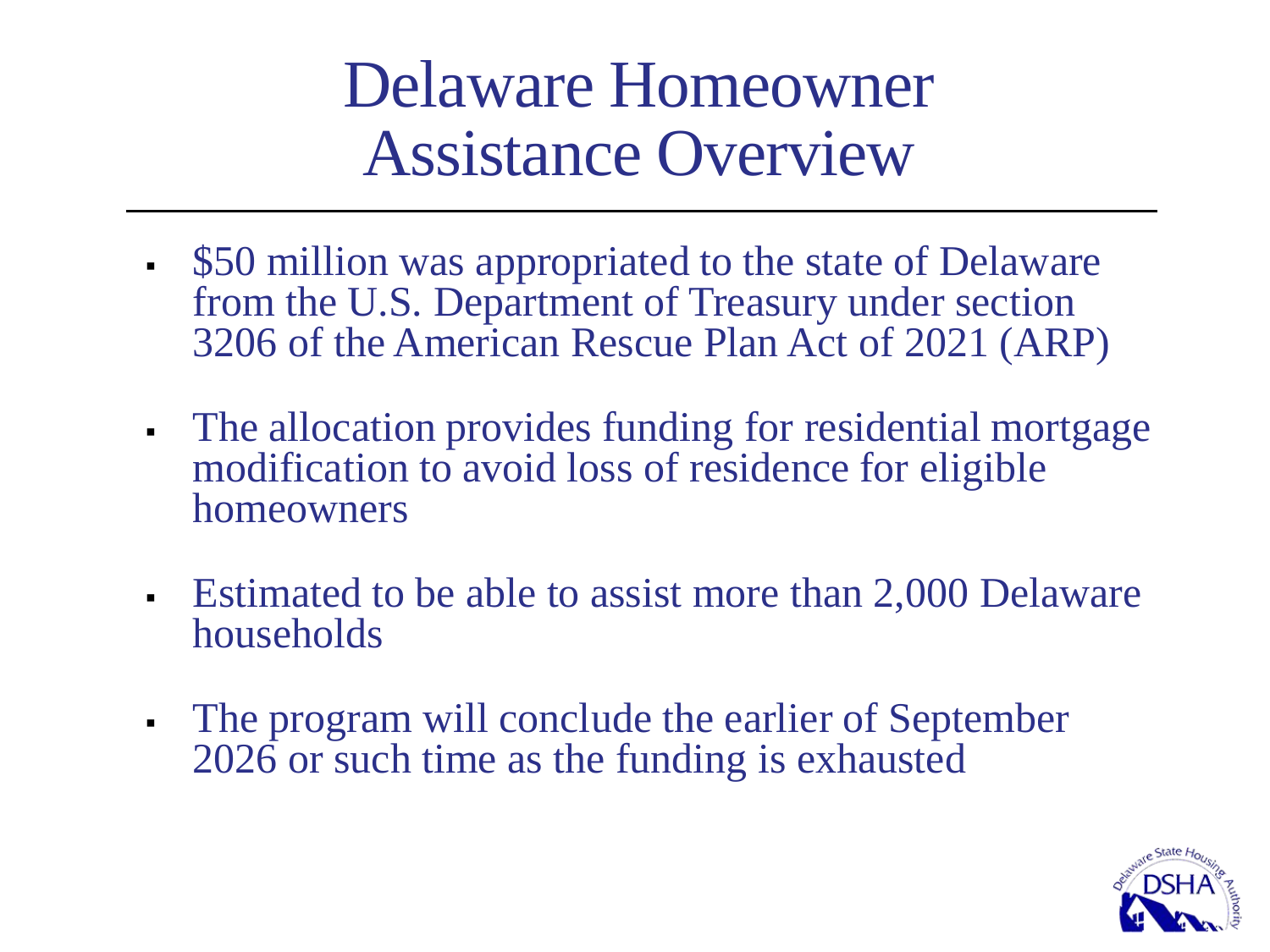# Delaware Homeowner Assistance Overview

- $50 million was appropriated to the state of Delaware from the U.S. Department of Treasury under section 3206 of the American Rescue Plan Act of 2021 (ARP)
- The allocation provides funding for residential mortgage modification to avoid loss of residence for eligible homeowners
- Estimated to be able to assist more than 2,000 Delaware households
- The program will conclude the earlier of September 2026 or such time as the funding is exhausted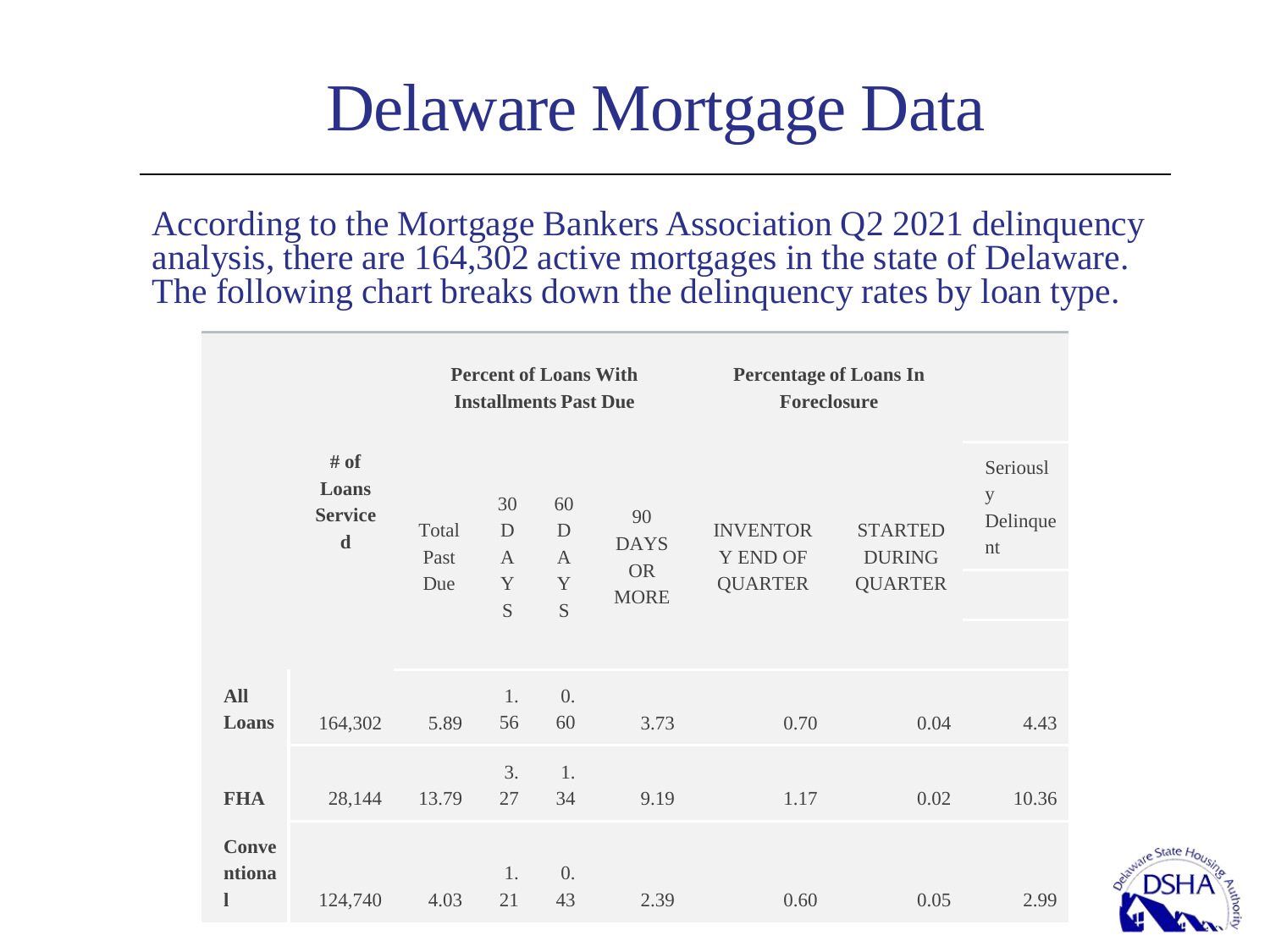# Delaware Mortgage Data

According to the Mortgage Bankers Association Q2 2021 delinquency analysis, there are 164,302 active mortgages in the state of Delaware. The following chart breaks down the delinquency rates by loan type.

| | | Percent of Loans With Installments Past Due | | | | Percentage of Loans In Foreclosure | | |
|---|---|---|---|---|---|---|---|---|
| | **# of Loans Serviced** | Total Past Due | 30 DAYS | 60 DAYS | 90 DAYS OR MORE | INVENTORY END OF QUARTER | STARTED DURING QUARTER | Seriously Delinquent |
| **All Loans** | 164,302 | 5.89 | 1.56 | 0.60 | 3.73 | 0.70 | 0.04 | 4.43 |
| **FHA** | 28,144 | 13.79 | 3.27 | 1.34 | 9.19 | 1.17 | 0.02 | 10.36 |
| **Conventional** | 124,740 | 4.03 | 1.21 | 0.43 | 2.39 | 0.60 | 0.05 | 2.99 |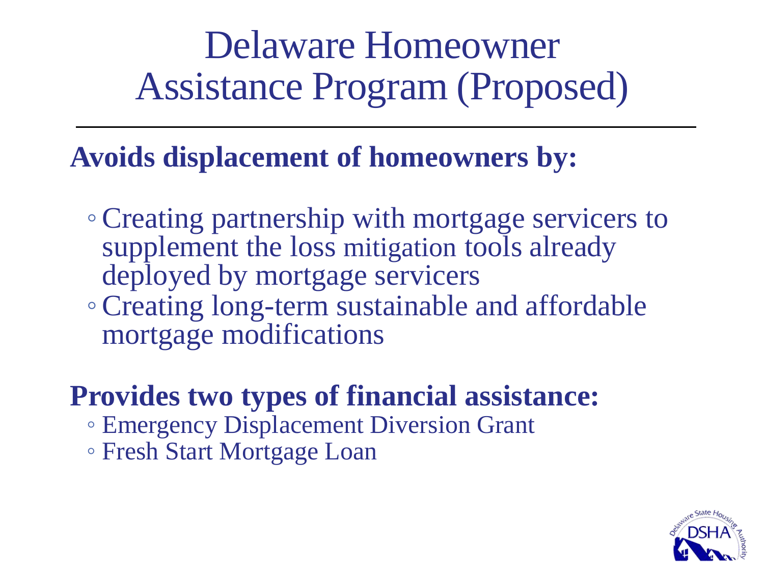# Delaware Homeowner Assistance Program (Proposed)

**Avoids displacement of homeowners by:**

- Creating partnership with mortgage servicers to supplement the loss mitigation tools already deployed by mortgage servicers
- Creating long-term sustainable and affordable mortgage modifications

**Provides two types of financial assistance:**

- Emergency Displacement Diversion Grant
- Fresh Start Mortgage Loan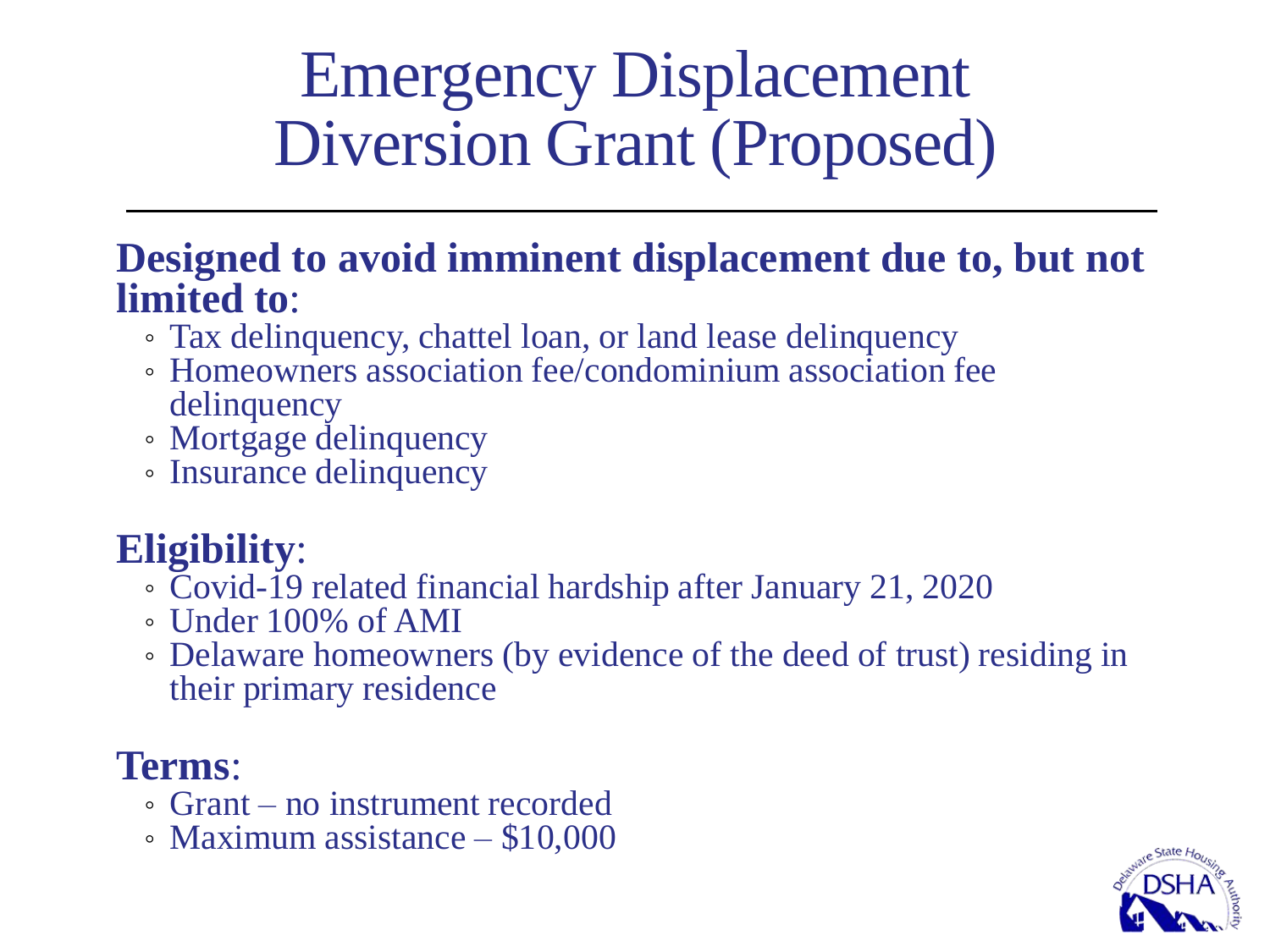# Emergency Displacement Diversion Grant (Proposed)

**Designed to avoid imminent displacement due to, but not limited to**:

- Tax delinquency, chattel loan, or land lease delinquency
- Homeowners association fee/condominium association fee delinquency
- Mortgage delinquency
- Insurance delinquency

**Eligibility**:

- Covid-19 related financial hardship after January 21, 2020
- Under 100% of AMI
- Delaware homeowners (by evidence of the deed of trust) residing in their primary residence

**Terms**:

- Grant – no instrument recorded
- Maximum assistance – $10,000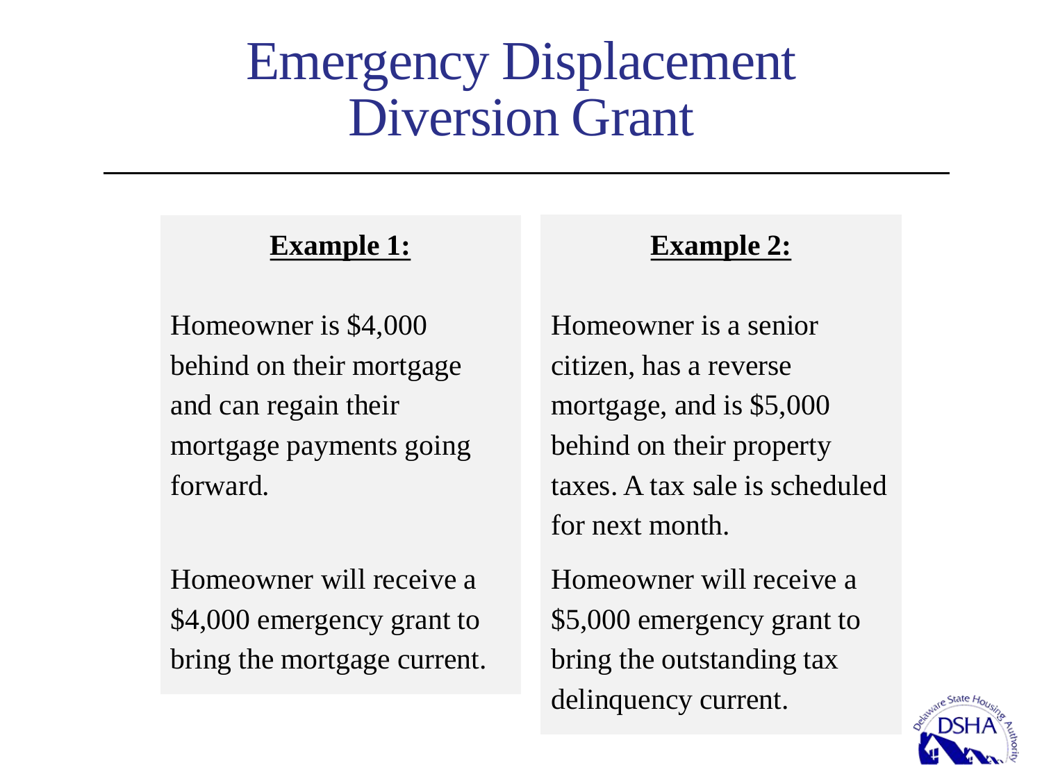# Emergency Displacement Diversion Grant

**Example 1:**

Homeowner is $4,000 behind on their mortgage and can regain their mortgage payments going forward.

Homeowner will receive a $4,000 emergency grant to bring the mortgage current.

**Example 2:**

Homeowner is a senior citizen, has a reverse mortgage, and is $5,000 behind on their property taxes. A tax sale is scheduled for next month.

Homeowner will receive a $5,000 emergency grant to bring the outstanding tax delinquency current.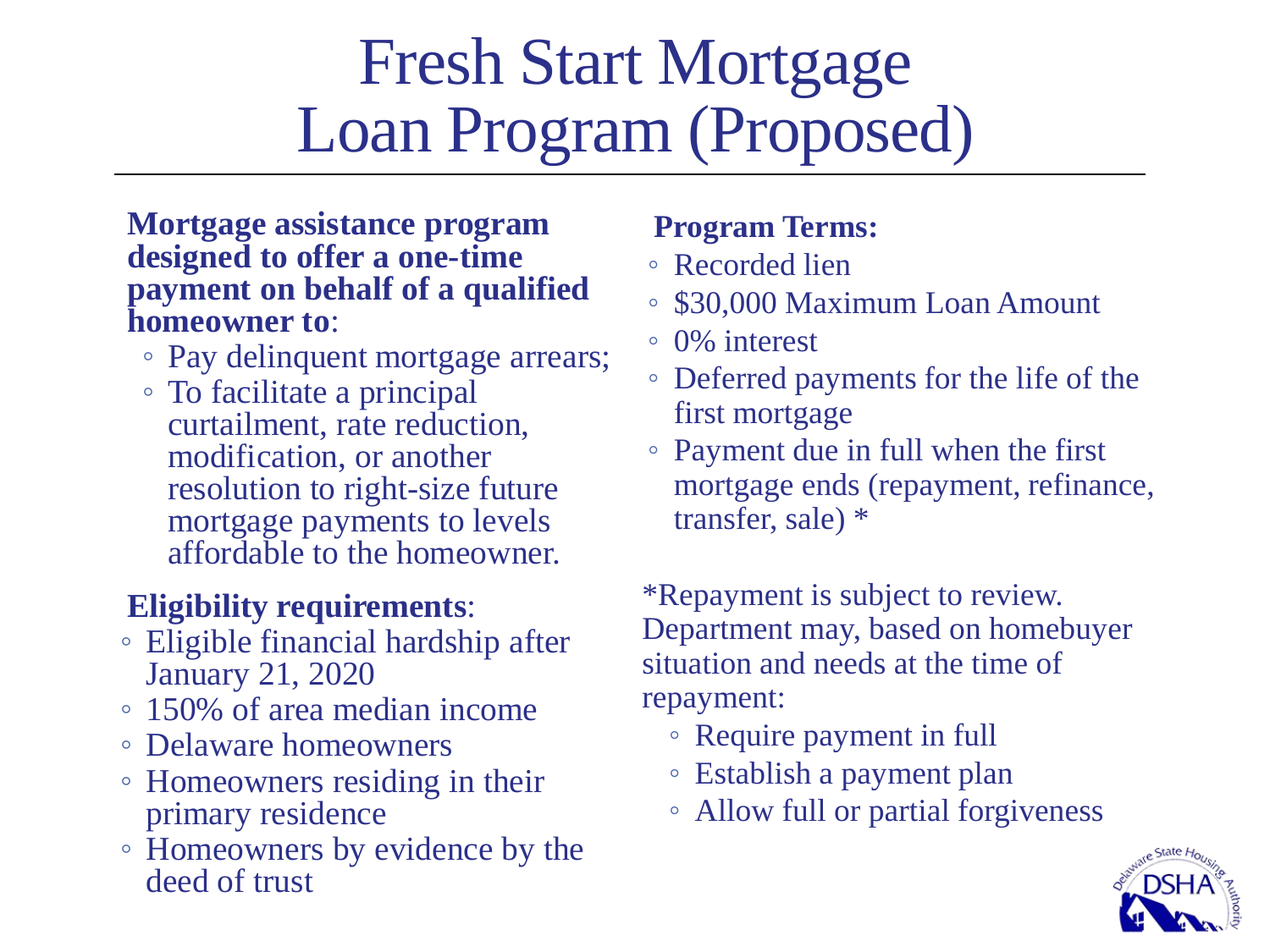# Fresh Start Mortgage Loan Program (Proposed)

**Mortgage assistance program designed to offer a one-time payment on behalf of a qualified homeowner to**:

- Pay delinquent mortgage arrears;
- To facilitate a principal curtailment, rate reduction, modification, or another resolution to right-size future mortgage payments to levels affordable to the homeowner.

**Eligibility requirements**:

- Eligible financial hardship after January 21, 2020
- 150% of area median income
- Delaware homeowners
- Homeowners residing in their primary residence
- Homeowners by evidence by the deed of trust

**Program Terms:**

- Recorded lien
- $30,000 Maximum Loan Amount
- 0% interest
- Deferred payments for the life of the first mortgage
- Payment due in full when the first mortgage ends (repayment, refinance, transfer, sale) *

*Repayment is subject to review. Department may, based on homebuyer situation and needs at the time of repayment:

- Require payment in full
- Establish a payment plan
- Allow full or partial forgiveness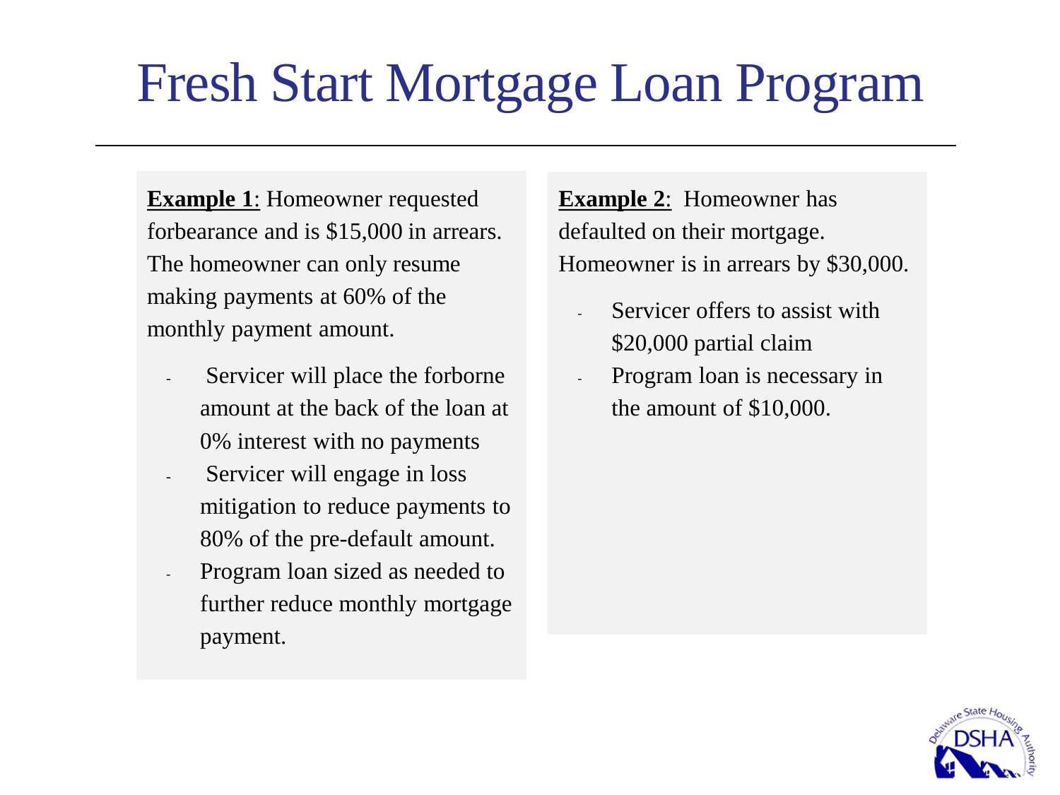# Fresh Start Mortgage Loan Program

**Example 1**: Homeowner requested forbearance and is $15,000 in arrears. The homeowner can only resume making payments at 60% of the monthly payment amount.

- Servicer will place the forborne amount at the back of the loan at 0% interest with no payments
- Servicer will engage in loss mitigation to reduce payments to 80% of the pre-default amount.
- Program loan sized as needed to further reduce monthly mortgage payment.

**Example 2**: Homeowner has defaulted on their mortgage. Homeowner is in arrears by $30,000.

- Servicer offers to assist with $20,000 partial claim
- Program loan is necessary in the amount of $10,000.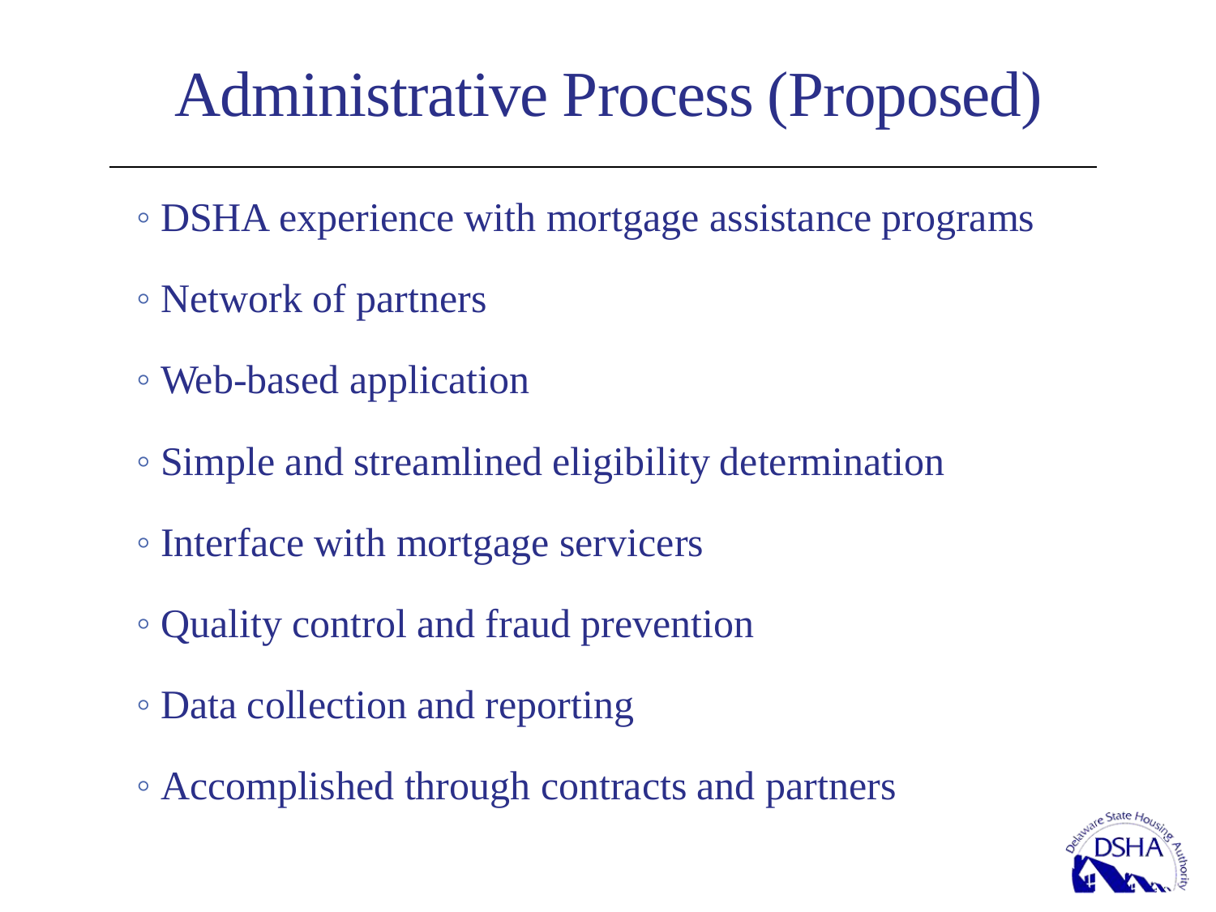# Administrative Process (Proposed)

- DSHA experience with mortgage assistance programs
- Network of partners
- Web-based application
- Simple and streamlined eligibility determination
- Interface with mortgage servicers
- Quality control and fraud prevention
- Data collection and reporting
- Accomplished through contracts and partners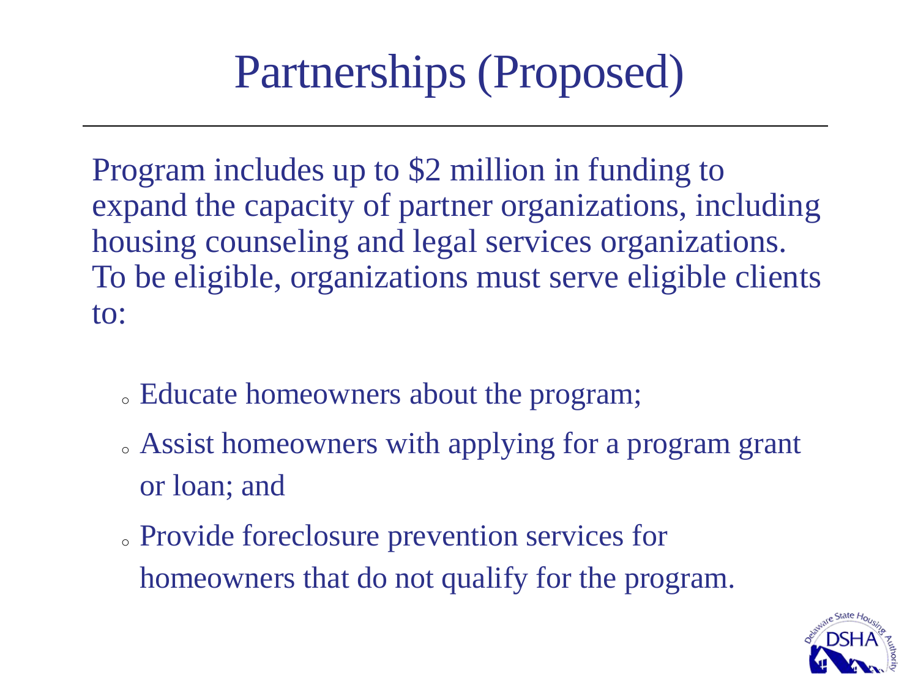# Partnerships (Proposed)

Program includes up to $2 million in funding to expand the capacity of partner organizations, including housing counseling and legal services organizations. To be eligible, organizations must serve eligible clients to:

- Educate homeowners about the program;
- Assist homeowners with applying for a program grant or loan; and
- Provide foreclosure prevention services for homeowners that do not qualify for the program.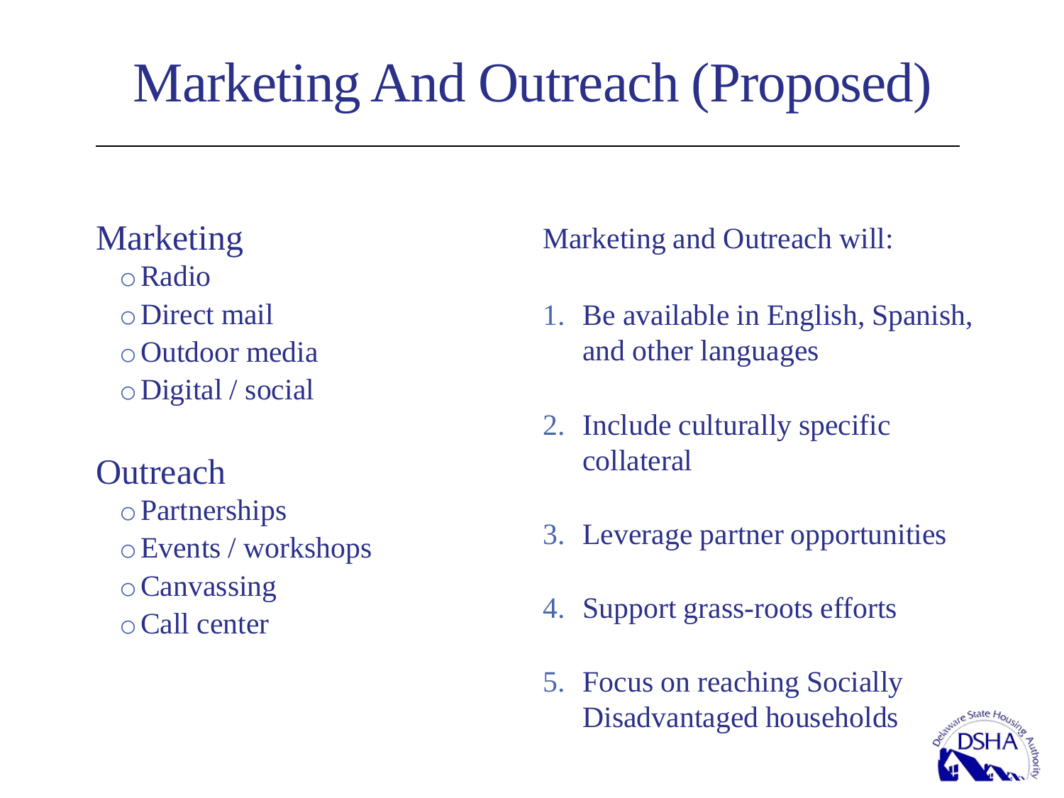# Marketing And Outreach (Proposed)

**Marketing**

- Radio
- Direct mail
- Outdoor media
- Digital / social

**Outreach**

- Partnerships
- Events / workshops
- Canvassing
- Call center

Marketing and Outreach will:

1. Be available in English, Spanish, and other languages
2. Include culturally specific collateral
3. Leverage partner opportunities
4. Support grass-roots efforts
5. Focus on reaching Socially Disadvantaged households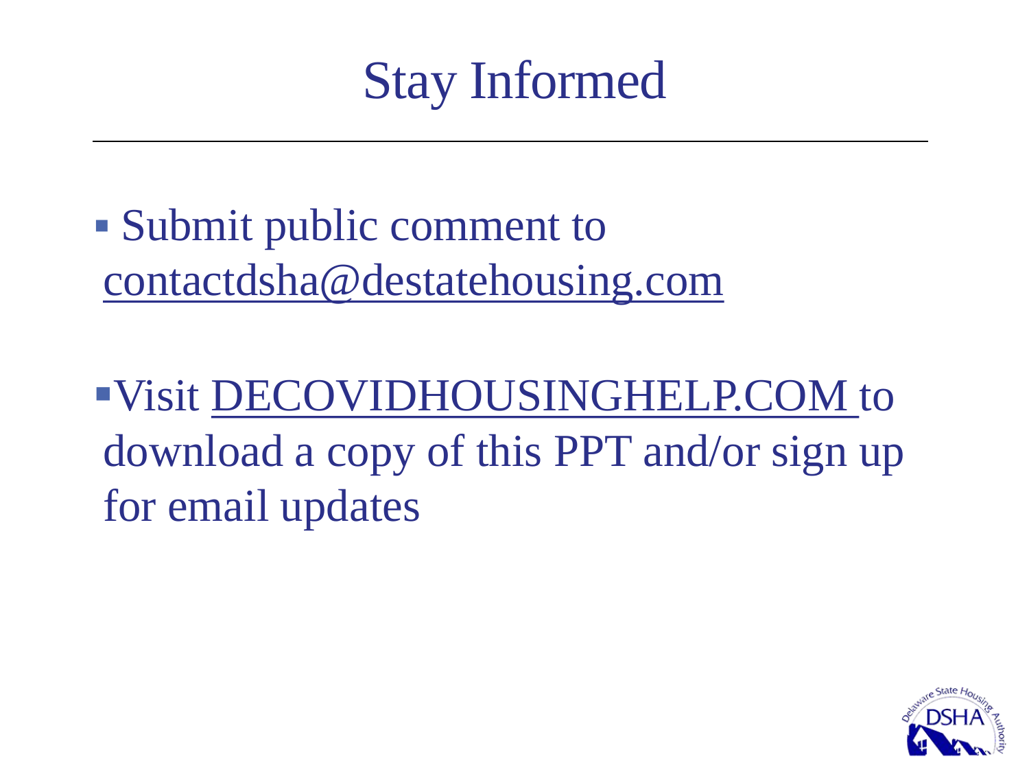# Stay Informed

- Submit public comment to contactdsha@destatehousing.com

- Visit DECOVIDHOUSINGHELP.COM to download a copy of this PPT and/or sign up for email updates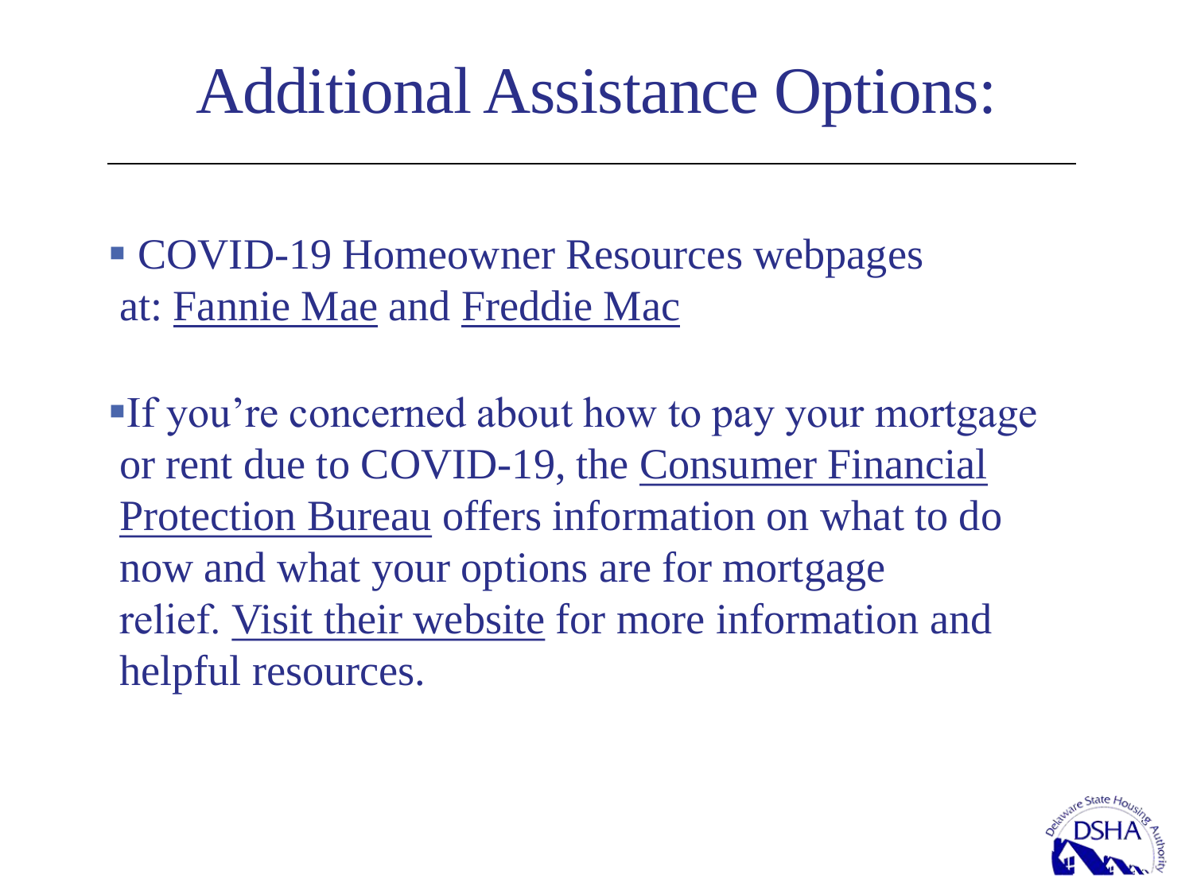# Additional Assistance Options:

- COVID-19 Homeowner Resources webpages at: Fannie Mae and Freddie Mac

- If you're concerned about how to pay your mortgage or rent due to COVID-19, the Consumer Financial Protection Bureau offers information on what to do now and what your options are for mortgage relief. Visit their website for more information and helpful resources.